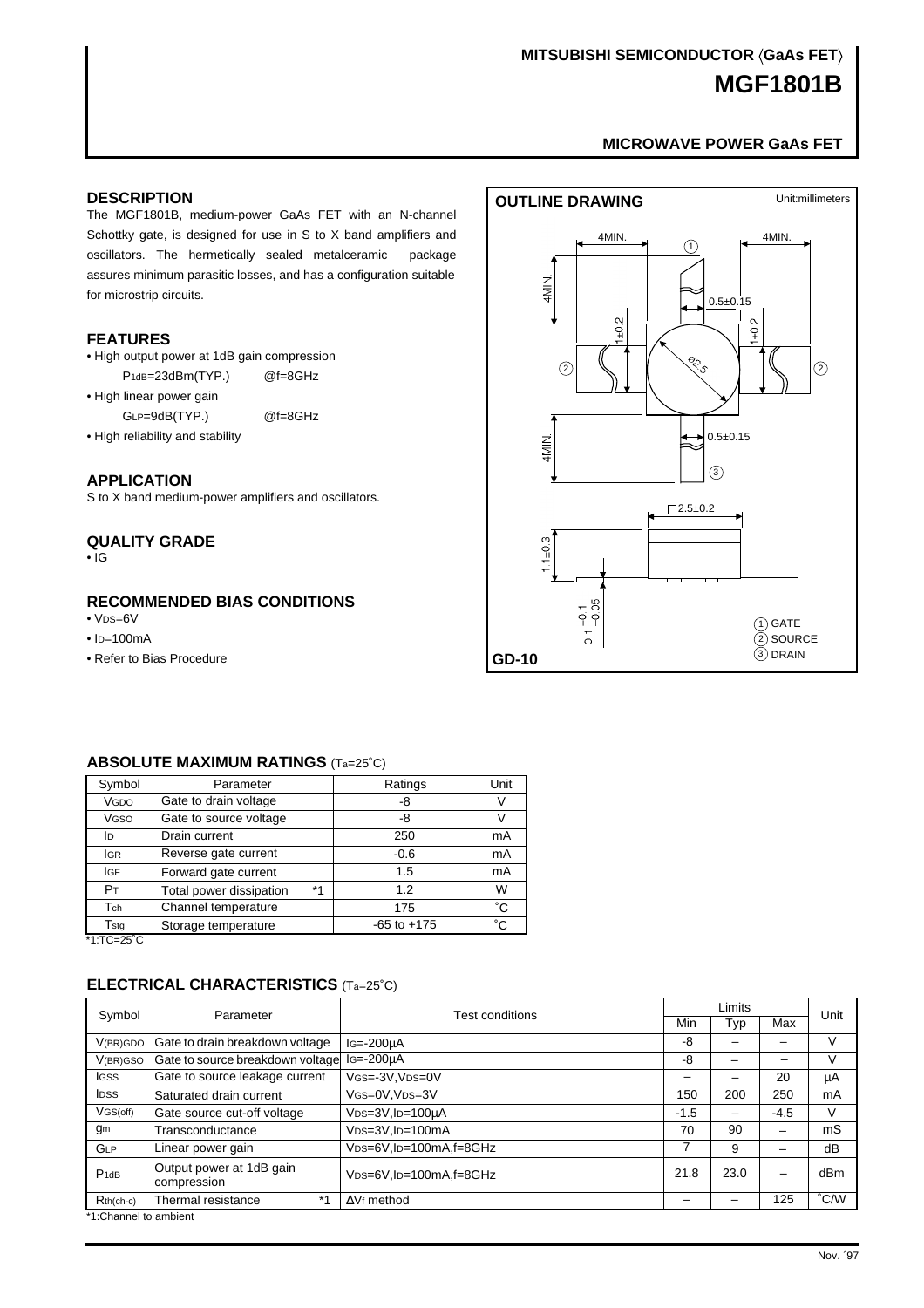MITSUBISHI SEMICONDUCTOR 〈GaAs FET〉

# MGF1801B

**MICROWAVE POWER GaAs FET**

## DESCRIPTION

The MGF1801B, medium-power GaAs FET with an N-channel Schottky gate, is designed for use in S to X band amplifiers and oscillators. The hermetically sealed metalceramic package assures minimum parasitic losses, and has a configuration suitable for microstrip circuits.

## FEATURES

- High output power at 1dB gain compression
  $P_{1dB}$=23dBm(TYP.) @f=8GHz
- High linear power gain
  $G_{LP}$=9dB(TYP.) @f=8GHz
- High reliability and stability

## APPLICATION

S to X band medium-power amplifiers and oscillators.

## QUALITY GRADE

- IG

## RECOMMENDED BIAS CONDITIONS

- $V_{DS}$=6V
- $I_D$=100mA
- Refer to Bias Procedure

## OUTLINE DRAWING

Unit:millimeters

4MIN. 4MIN. 4MIN. 4MIN. 0.5±0.15 1±0.2 1±0.2 Φ2.5 0.5±0.15 □2.5±0.2 1.1±0.3 0.1 +0.1/−0.05

① GATE
② SOURCE
③ DRAIN

GD-10

## ABSOLUTE MAXIMUM RATINGS ($T_a$=25˚C)

| Symbol | Parameter | Ratings | Unit |
|---|---|---|---|
| $V_{GDO}$ | Gate to drain voltage | -8 | V |
| $V_{GSO}$ | Gate to source voltage | -8 | V |
| $I_D$ | Drain current | 250 | mA |
| $I_{GR}$ | Reverse gate current | -0.6 | mA |
| $I_{GF}$ | Forward gate current | 1.5 | mA |
| $P_T$ | Total power dissipation *1 | 1.2 | W |
| $T_{ch}$ | Channel temperature | 175 | ˚C |
| $T_{stg}$ | Storage temperature | -65 to +175 | ˚C |

*1:TC=25˚C

## ELECTRICAL CHARACTERISTICS ($T_a$=25˚C)

| Symbol | Parameter | Test conditions | Limits | | | Unit |
|---|---|---|---|---|---|---|
| | | | Min | Typ | Max | |
| $V_{(BR)GDO}$ | Gate to drain breakdown voltage | $I_G$=-200µA | -8 | – | – | V |
| $V_{(BR)GSO}$ | Gate to source breakdown voltage | $I_G$=-200µA | -8 | – | – | V |
| $I_{GSS}$ | Gate to source leakage current | $V_{GS}$=-3V,$V_{DS}$=0V | – | – | 20 | µA |
| $I_{DSS}$ | Saturated drain current | $V_{GS}$=0V,$V_{DS}$=3V | 150 | 200 | 250 | mA |
| $V_{GS(off)}$ | Gate source cut-off voltage | $V_{DS}$=3V,$I_D$=100µA | -1.5 | – | -4.5 | V |
| $g_m$ | Transconductance | $V_{DS}$=3V,$I_D$=100mA | 70 | 90 | – | mS |
| $G_{LP}$ | Linear power gain | $V_{DS}$=6V,$I_D$=100mA,f=8GHz | 7 | 9 | – | dB |
| $P_{1dB}$ | Output power at 1dB gain compression | $V_{DS}$=6V,$I_D$=100mA,f=8GHz | 21.8 | 23.0 | – | dBm |
| $R_{th(ch-c)}$ | Thermal resistance *1 | ΔVf method | – | – | 125 | ˚C/W |

*1:Channel to ambient

Nov. ´97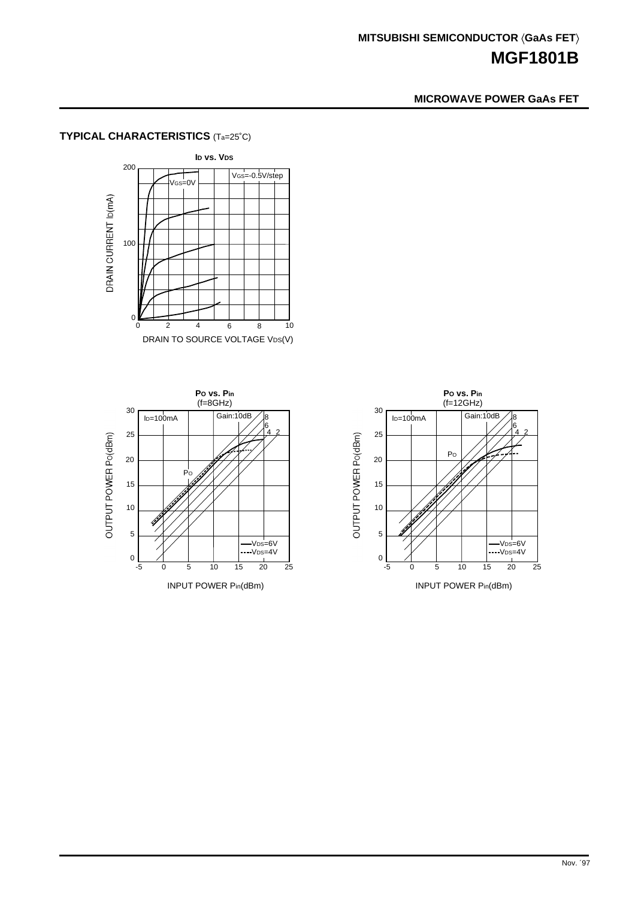## TYPICAL CHARACTERISTICS ($T_a$=25˚C)

**$I_D$ vs. $V_{DS}$**

$V_{GS}$=-0.5V/step

$V_{GS}$=0V

DRAIN CURRENT $I_D$(mA)

DRAIN TO SOURCE VOLTAGE $V_{DS}$(V)

**$P_O$ vs. $P_{in}$**
(f=8GHz)

$I_D$=100mA

Gain:10dB 8 6 4 2

$P_O$

—$V_{DS}$=6V
----$V_{DS}$=4V

OUTPUT POWER $P_O$(dBm)

INPUT POWER $P_{in}$(dBm)

**$P_O$ vs. $P_{in}$**
(f=12GHz)

$I_D$=100mA

Gain:10dB 8 6 4 2

$P_O$

—$V_{DS}$=6V
----$V_{DS}$=4V

OUTPUT POWER $P_O$(dBm)

INPUT POWER $P_{in}$(dBm)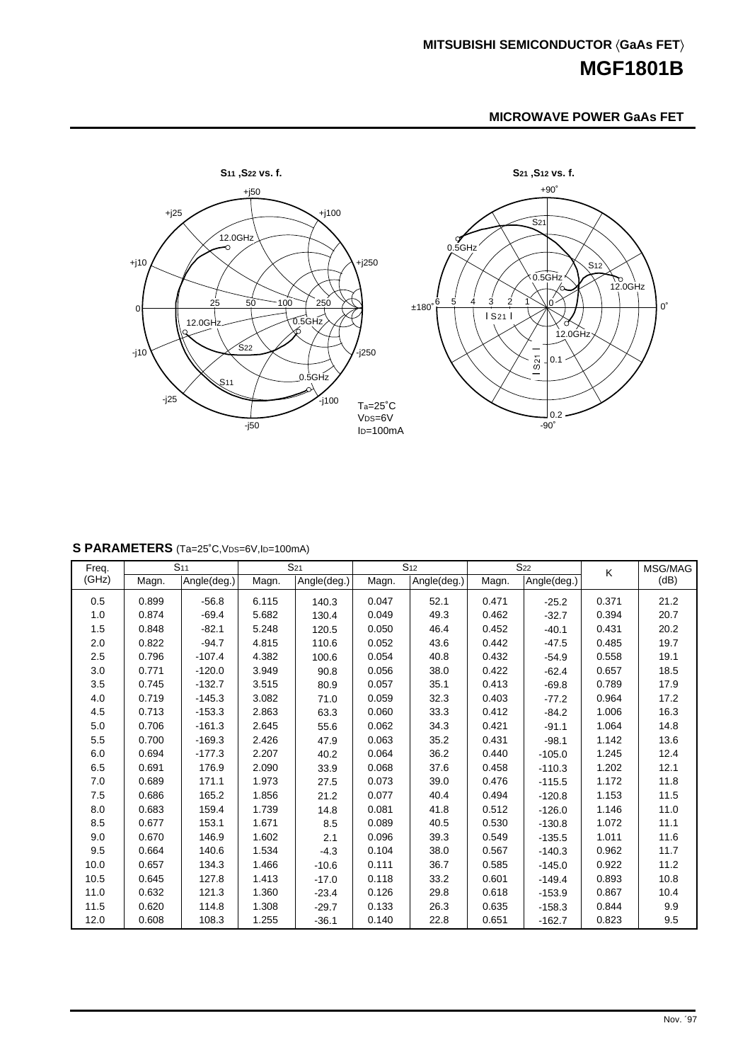# MITSUBISHI SEMICONDUCTOR 〈GaAs FET〉

# MGF1801B

## MICROWAVE POWER GaAs FET

**$S_{11}$, $S_{22}$ vs. f.**

+j50
+j25
+j100
12.0GHz
+j10
+j250
0
25
50
100
250
12.0GHz
0.5GHz
$S_{22}$
-j10
-j250
0.5GHz
$S_{11}$
-j25
-j100
-j50

$T_a$=25˚C
$V_{DS}$=6V
$I_D$=100mA

**$S_{21}$, $S_{12}$ vs. f.**

+90˚
$S_{21}$
0.5GHz
$S_{12}$
0.5GHz
12.0GHz
±180˚
6
5
4
3
2
1
0
0˚
| $S_{21}$ |
12.0GHz
| $S_{21}$ |
0.1
0.2
-90˚

**S PARAMETERS** ($T_a$=25˚C, $V_{DS}$=6V, $I_D$=100mA)

| Freq. (GHz) | $S_{11}$ | | $S_{21}$ | | $S_{12}$ | | $S_{22}$ | | K | MSG/MAG (dB) |
|---|---|---|---|---|---|---|---|---|---|---|
| | Magn. | Angle(deg.) | Magn. | Angle(deg.) | Magn. | Angle(deg.) | Magn. | Angle(deg.) | | |
| 0.5 | 0.899 | -56.8 | 6.115 | 140.3 | 0.047 | 52.1 | 0.471 | -25.2 | 0.371 | 21.2 |
| 1.0 | 0.874 | -69.4 | 5.682 | 130.4 | 0.049 | 49.3 | 0.462 | -32.7 | 0.394 | 20.7 |
| 1.5 | 0.848 | -82.1 | 5.248 | 120.5 | 0.050 | 46.4 | 0.452 | -40.1 | 0.431 | 20.2 |
| 2.0 | 0.822 | -94.7 | 4.815 | 110.6 | 0.052 | 43.6 | 0.442 | -47.5 | 0.485 | 19.7 |
| 2.5 | 0.796 | -107.4 | 4.382 | 100.6 | 0.054 | 40.8 | 0.432 | -54.9 | 0.558 | 19.1 |
| 3.0 | 0.771 | -120.0 | 3.949 | 90.8 | 0.056 | 38.0 | 0.422 | -62.4 | 0.657 | 18.5 |
| 3.5 | 0.745 | -132.7 | 3.515 | 80.9 | 0.057 | 35.1 | 0.413 | -69.8 | 0.789 | 17.9 |
| 4.0 | 0.719 | -145.3 | 3.082 | 71.0 | 0.059 | 32.3 | 0.403 | -77.2 | 0.964 | 17.2 |
| 4.5 | 0.713 | -153.3 | 2.863 | 63.3 | 0.060 | 33.3 | 0.412 | -84.2 | 1.006 | 16.3 |
| 5.0 | 0.706 | -161.3 | 2.645 | 55.6 | 0.062 | 34.3 | 0.421 | -91.1 | 1.064 | 14.8 |
| 5.5 | 0.700 | -169.3 | 2.426 | 47.9 | 0.063 | 35.2 | 0.431 | -98.1 | 1.142 | 13.6 |
| 6.0 | 0.694 | -177.3 | 2.207 | 40.2 | 0.064 | 36.2 | 0.440 | -105.0 | 1.245 | 12.4 |
| 6.5 | 0.691 | 176.9 | 2.090 | 33.9 | 0.068 | 37.6 | 0.458 | -110.3 | 1.202 | 12.1 |
| 7.0 | 0.689 | 171.1 | 1.973 | 27.5 | 0.073 | 39.0 | 0.476 | -115.5 | 1.172 | 11.8 |
| 7.5 | 0.686 | 165.2 | 1.856 | 21.2 | 0.077 | 40.4 | 0.494 | -120.8 | 1.153 | 11.5 |
| 8.0 | 0.683 | 159.4 | 1.739 | 14.8 | 0.081 | 41.8 | 0.512 | -126.0 | 1.146 | 11.0 |
| 8.5 | 0.677 | 153.1 | 1.671 | 8.5 | 0.089 | 40.5 | 0.530 | -130.8 | 1.072 | 11.1 |
| 9.0 | 0.670 | 146.9 | 1.602 | 2.1 | 0.096 | 39.3 | 0.549 | -135.5 | 1.011 | 11.6 |
| 9.5 | 0.664 | 140.6 | 1.534 | -4.3 | 0.104 | 38.0 | 0.567 | -140.3 | 0.962 | 11.7 |
| 10.0 | 0.657 | 134.3 | 1.466 | -10.6 | 0.111 | 36.7 | 0.585 | -145.0 | 0.922 | 11.2 |
| 10.5 | 0.645 | 127.8 | 1.413 | -17.0 | 0.118 | 33.2 | 0.601 | -149.4 | 0.893 | 10.8 |
| 11.0 | 0.632 | 121.3 | 1.360 | -23.4 | 0.126 | 29.8 | 0.618 | -153.9 | 0.867 | 10.4 |
| 11.5 | 0.620 | 114.8 | 1.308 | -29.7 | 0.133 | 26.3 | 0.635 | -158.3 | 0.844 | 9.9 |
| 12.0 | 0.608 | 108.3 | 1.255 | -36.1 | 0.140 | 22.8 | 0.651 | -162.7 | 0.823 | 9.5 |

Nov. ´97